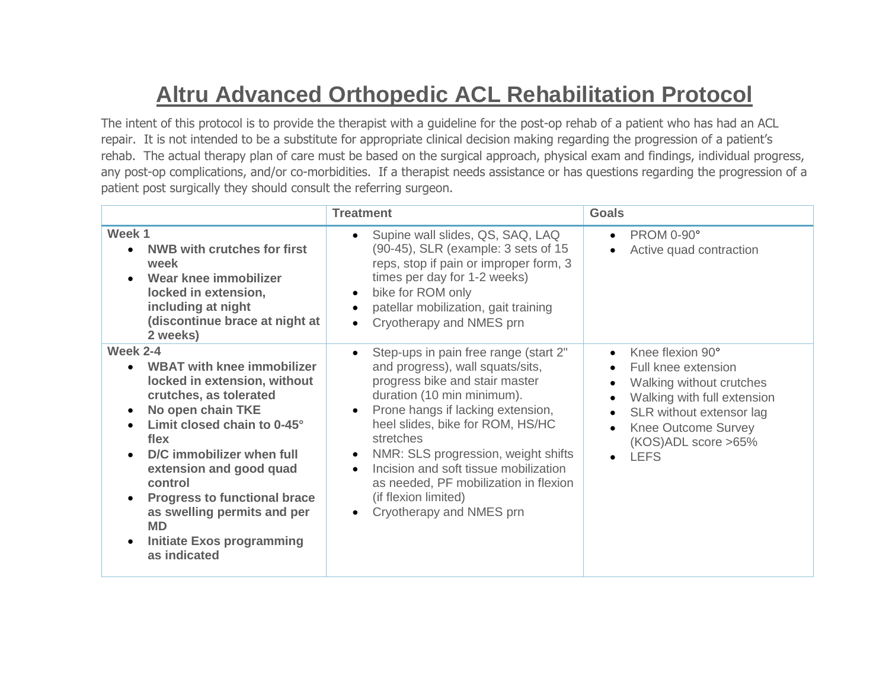# Altru Advanced Orthopedic ACL Rehabilitation Protocol

The intent of this protocol is to provide the therapist with a guideline for the post-op rehab of a patient who has had an ACL repair. It is not intended to be a substitute for appropriate clinical decision making regarding the progression of a patient's rehab. The actual therapy plan of care must be based on the surgical approach, physical exam and findings, individual progress, any post-op complications, and/or co-morbidities. If a therapist needs assistance or has questions regarding the progression of a patient post surgically they should consult the referring surgeon.

| | Treatment | Goals |
|---|---|---|
| **Week 1**<br>• **NWB with crutches for first week**<br>• **Wear knee immobilizer locked in extension, including at night (discontinue brace at night at 2 weeks)** | • Supine wall slides, QS, SAQ, LAQ (90-45), SLR (example: 3 sets of 15 reps, stop if pain or improper form, 3 times per day for 1-2 weeks)<br>• bike for ROM only<br>• patellar mobilization, gait training<br>• Cryotherapy and NMES prn | • PROM 0-90°<br>• Active quad contraction |
| **Week 2-4**<br>• **WBAT with knee immobilizer locked in extension, without crutches, as tolerated**<br>• **No open chain TKE**<br>• **Limit closed chain to 0-45° flex**<br>• **D/C immobilizer when full extension and good quad control**<br>• **Progress to functional brace as swelling permits and per MD**<br>• **Initiate Exos programming as indicated** | • Step-ups in pain free range (start 2" and progress), wall squats/sits, progress bike and stair master duration (10 min minimum).<br>• Prone hangs if lacking extension, heel slides, bike for ROM, HS/HC stretches<br>• NMR: SLS progression, weight shifts<br>• Incision and soft tissue mobilization as needed, PF mobilization in flexion (if flexion limited)<br>• Cryotherapy and NMES prn | • Knee flexion 90°<br>• Full knee extension<br>• Walking without crutches<br>• Walking with full extension<br>• SLR without extensor lag<br>• Knee Outcome Survey (KOS)ADL score >65%<br>• LEFS |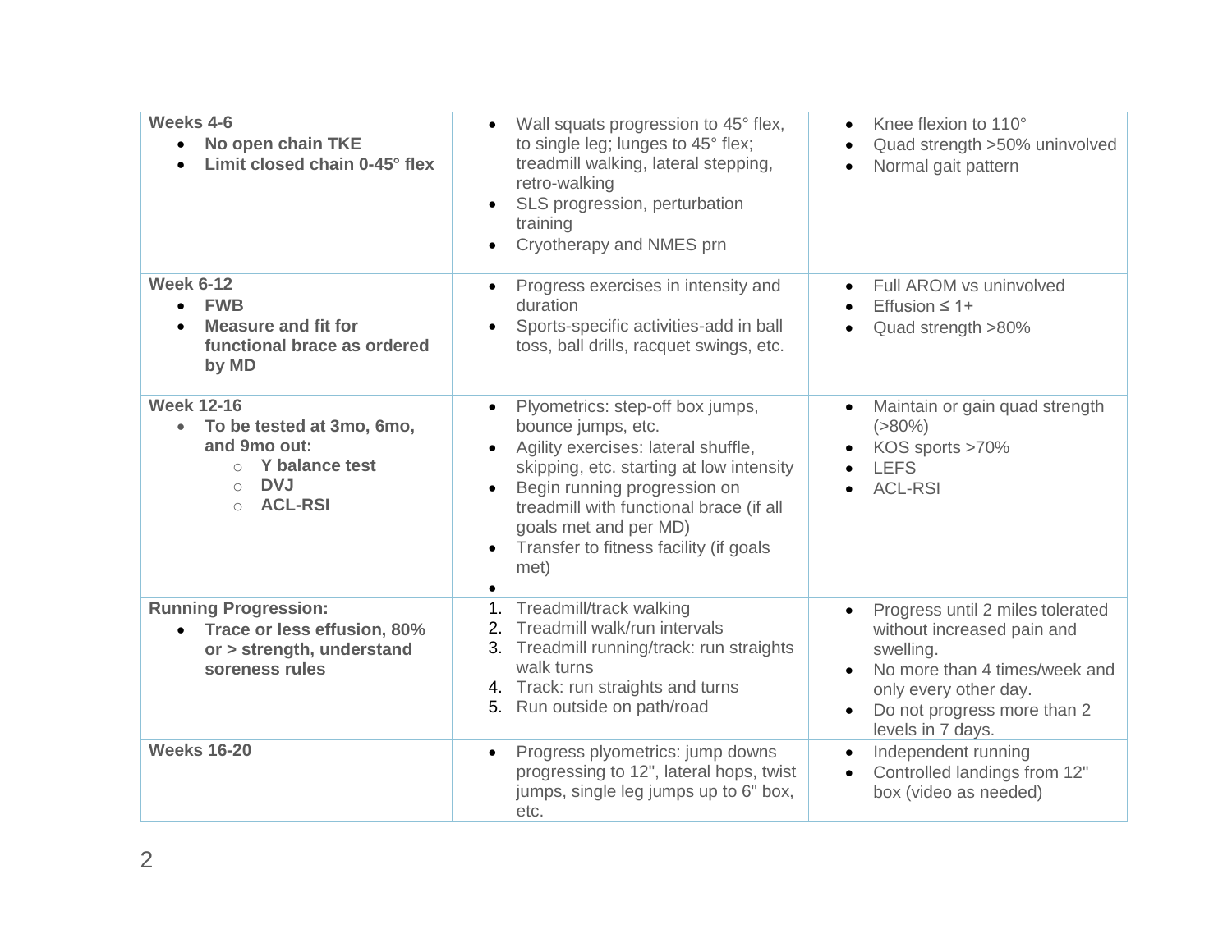| | | |
|---|---|---|
| **Weeks 4-6**<br>• **No open chain TKE**<br>• **Limit closed chain 0-45° flex** | • Wall squats progression to 45° flex, to single leg; lunges to 45° flex; treadmill walking, lateral stepping, retro-walking<br>• SLS progression, perturbation training<br>• Cryotherapy and NMES prn | • Knee flexion to 110°<br>• Quad strength >50% uninvolved<br>• Normal gait pattern |
| **Week 6-12**<br>• **FWB**<br>• **Measure and fit for functional brace as ordered by MD** | • Progress exercises in intensity and duration<br>• Sports-specific activities-add in ball toss, ball drills, racquet swings, etc. | • Full AROM vs uninvolved<br>• Effusion ≤ 1+<br>• Quad strength >80% |
| **Week 12-16**<br>• **To be tested at 3mo, 6mo, and 9mo out:**<br>  ○ **Y balance test**<br>  ○ **DVJ**<br>  ○ **ACL-RSI** | • Plyometrics: step-off box jumps, bounce jumps, etc.<br>• Agility exercises: lateral shuffle, skipping, etc. starting at low intensity<br>• Begin running progression on treadmill with functional brace (if all goals met and per MD)<br>• Transfer to fitness facility (if goals met)<br>• | • Maintain or gain quad strength (>80%)<br>• KOS sports >70%<br>• LEFS<br>• ACL-RSI |
| **Running Progression:**<br>• **Trace or less effusion, 80% or > strength, understand soreness rules** | 1. Treadmill/track walking<br>2. Treadmill walk/run intervals<br>3. Treadmill running/track: run straights walk turns<br>4. Track: run straights and turns<br>5. Run outside on path/road | • Progress until 2 miles tolerated without increased pain and swelling.<br>• No more than 4 times/week and only every other day.<br>• Do not progress more than 2 levels in 7 days. |
| **Weeks 16-20** | • Progress plyometrics: jump downs progressing to 12", lateral hops, twist jumps, single leg jumps up to 6" box, etc. | • Independent running<br>• Controlled landings from 12" box (video as needed) |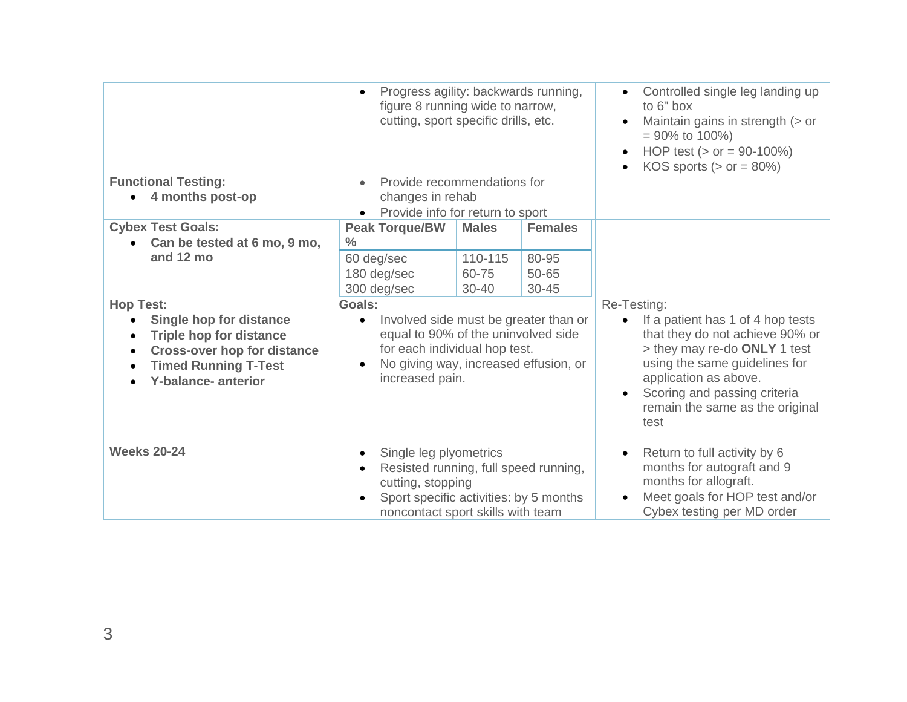| | | |
|---|---|---|
| | • Progress agility: backwards running, figure 8 running wide to narrow, cutting, sport specific drills, etc. | • Controlled single leg landing up to 6" box<br>• Maintain gains in strength (> or = 90% to 100%)<br>• HOP test (> or = 90-100%)<br>• KOS sports (> or = 80%) |
| **Functional Testing:**<br>• **4 months post-op** | • Provide recommendations for changes in rehab<br>• Provide info for return to sport | |
| **Cybex Test Goals:**<br>• **Can be tested at 6 mo, 9 mo, and 12 mo** | **Peak Torque/BW %** \| **Males** \| **Females**<br>60 deg/sec \| 110-115 \| 80-95<br>180 deg/sec \| 60-75 \| 50-65<br>300 deg/sec \| 30-40 \| 30-45 | |
| **Hop Test:**<br>• **Single hop for distance**<br>• **Triple hop for distance**<br>• **Cross-over hop for distance**<br>• **Timed Running T-Test**<br>• **Y-balance- anterior** | **Goals:**<br>• Involved side must be greater than or equal to 90% of the uninvolved side for each individual hop test.<br>• No giving way, increased effusion, or increased pain. | Re-Testing:<br>• If a patient has 1 of 4 hop tests that they do not achieve 90% or > they may re-do **ONLY** 1 test using the same guidelines for application as above.<br>• Scoring and passing criteria remain the same as the original test |
| **Weeks 20-24** | • Single leg plyometrics<br>• Resisted running, full speed running, cutting, stopping<br>• Sport specific activities: by 5 months noncontact sport skills with team | • Return to full activity by 6 months for autograft and 9 months for allograft.<br>• Meet goals for HOP test and/or Cybex testing per MD order |

**Cybex Test Goals** (nested table):

| Peak Torque/BW % | Males | Females |
|---|---|---|
| 60 deg/sec | 110-115 | 80-95 |
| 180 deg/sec | 60-75 | 50-65 |
| 300 deg/sec | 30-40 | 30-45 |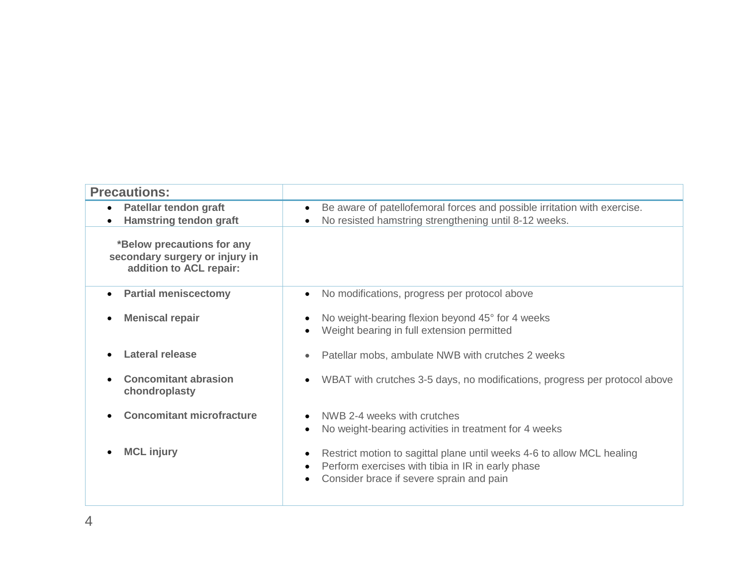| Precautions: | |
|---|---|
| • **Patellar tendon graft**<br>• **Hamstring tendon graft** | • Be aware of patellofemoral forces and possible irritation with exercise.<br>• No resisted hamstring strengthening until 8-12 weeks. |
| ***Below precautions for any secondary surgery or injury in addition to ACL repair:** | |
| • **Partial meniscectomy** | • No modifications, progress per protocol above |
| • **Meniscal repair** | • No weight-bearing flexion beyond 45° for 4 weeks<br>• Weight bearing in full extension permitted |
| • **Lateral release** | • Patellar mobs, ambulate NWB with crutches 2 weeks |
| • **Concomitant abrasion chondroplasty** | • WBAT with crutches 3-5 days, no modifications, progress per protocol above |
| • **Concomitant microfracture** | • NWB 2-4 weeks with crutches<br>• No weight-bearing activities in treatment for 4 weeks |
| • **MCL injury** | • Restrict motion to sagittal plane until weeks 4-6 to allow MCL healing<br>• Perform exercises with tibia in IR in early phase<br>• Consider brace if severe sprain and pain |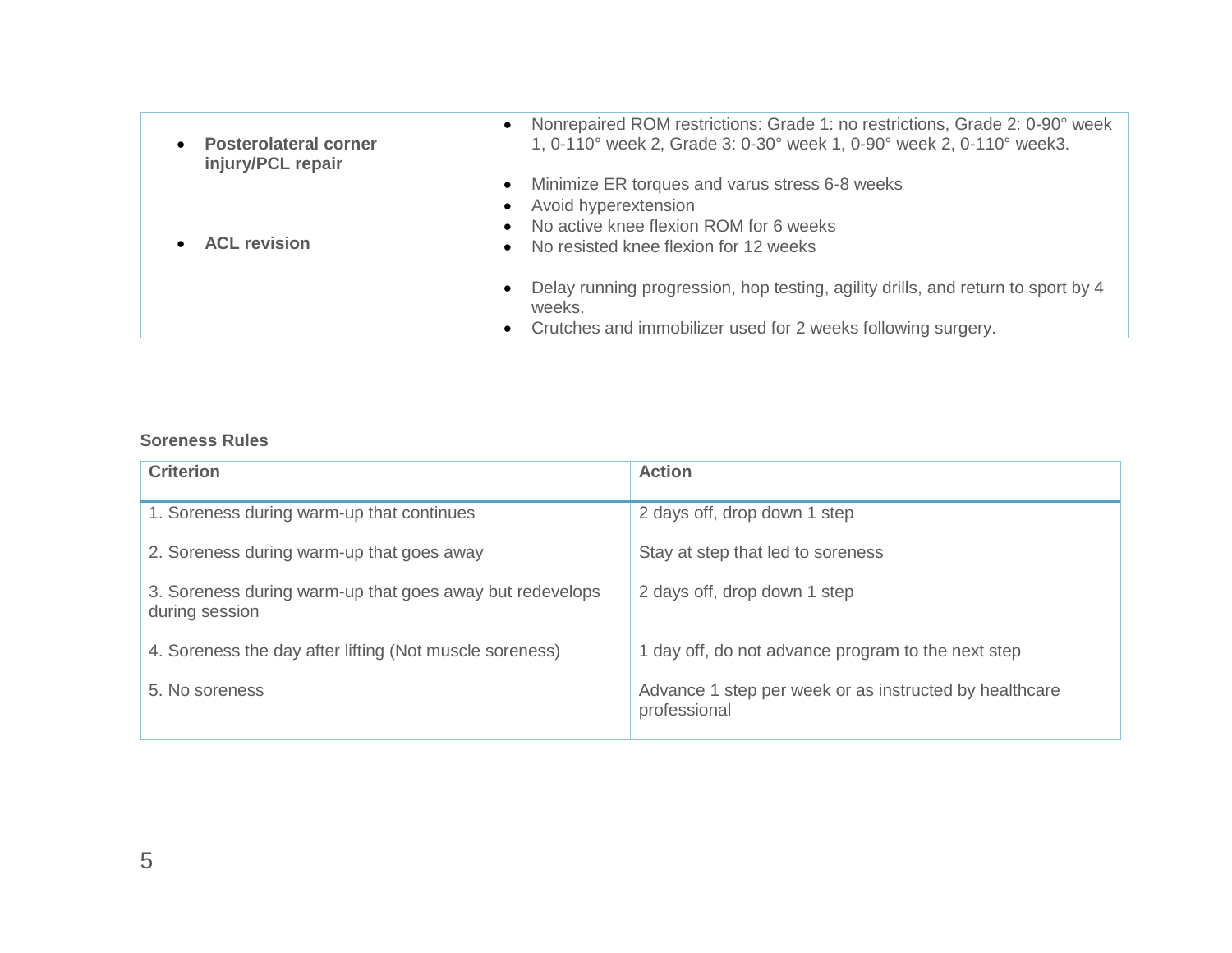| | |
|---|---|
| • **Posterolateral corner injury/PCL repair** | • Nonrepaired ROM restrictions: Grade 1: no restrictions, Grade 2: 0-90° week 1, 0-110° week 2, Grade 3: 0-30° week 1, 0-90° week 2, 0-110° week3.<br>• Minimize ER torques and varus stress 6-8 weeks<br>• Avoid hyperextension<br>• No active knee flexion ROM for 6 weeks<br>• No resisted knee flexion for 12 weeks |
| • **ACL revision** | • Delay running progression, hop testing, agility drills, and return to sport by 4 weeks.<br>• Crutches and immobilizer used for 2 weeks following surgery. |

**Soreness Rules**

| Criterion | Action |
|---|---|
| 1. Soreness during warm-up that continues | 2 days off, drop down 1 step |
| 2. Soreness during warm-up that goes away | Stay at step that led to soreness |
| 3. Soreness during warm-up that goes away but redevelops during session | 2 days off, drop down 1 step |
| 4. Soreness the day after lifting (Not muscle soreness) | 1 day off, do not advance program to the next step |
| 5. No soreness | Advance 1 step per week or as instructed by healthcare professional |